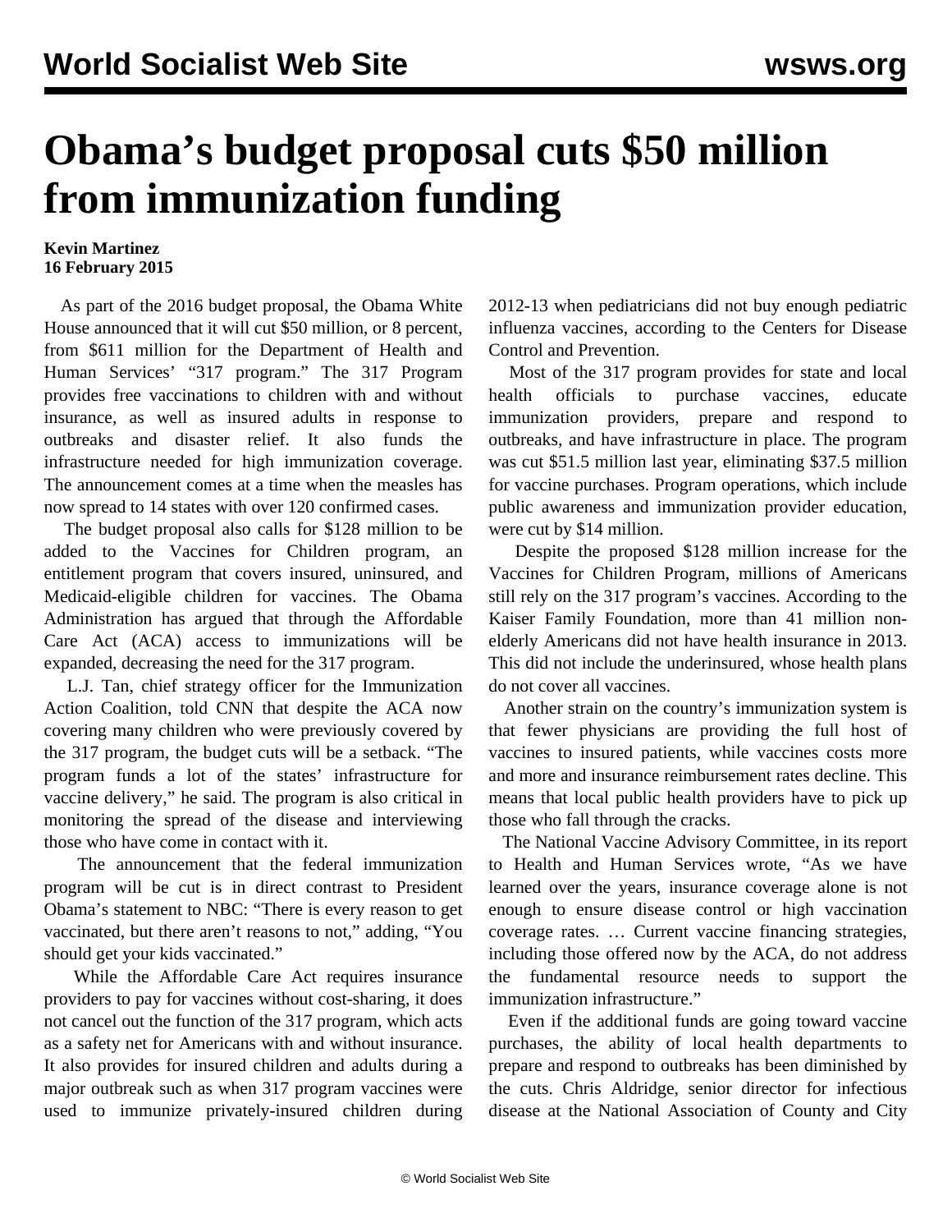# Obama's budget proposal cuts $50 million from immunization funding

**Kevin Martinez**
**16 February 2015**

As part of the 2016 budget proposal, the Obama White House announced that it will cut $50 million, or 8 percent, from $611 million for the Department of Health and Human Services' "317 program." The 317 Program provides free vaccinations to children with and without insurance, as well as insured adults in response to outbreaks and disaster relief. It also funds the infrastructure needed for high immunization coverage. The announcement comes at a time when the measles has now spread to 14 states with over 120 confirmed cases.

The budget proposal also calls for $128 million to be added to the Vaccines for Children program, an entitlement program that covers insured, uninsured, and Medicaid-eligible children for vaccines. The Obama Administration has argued that through the Affordable Care Act (ACA) access to immunizations will be expanded, decreasing the need for the 317 program.

L.J. Tan, chief strategy officer for the Immunization Action Coalition, told CNN that despite the ACA now covering many children who were previously covered by the 317 program, the budget cuts will be a setback. "The program funds a lot of the states' infrastructure for vaccine delivery," he said. The program is also critical in monitoring the spread of the disease and interviewing those who have come in contact with it.

The announcement that the federal immunization program will be cut is in direct contrast to President Obama's statement to NBC: "There is every reason to get vaccinated, but there aren't reasons to not," adding, "You should get your kids vaccinated."

While the Affordable Care Act requires insurance providers to pay for vaccines without cost-sharing, it does not cancel out the function of the 317 program, which acts as a safety net for Americans with and without insurance. It also provides for insured children and adults during a major outbreak such as when 317 program vaccines were used to immunize privately-insured children during 2012-13 when pediatricians did not buy enough pediatric influenza vaccines, according to the Centers for Disease Control and Prevention.

Most of the 317 program provides for state and local health officials to purchase vaccines, educate immunization providers, prepare and respond to outbreaks, and have infrastructure in place. The program was cut $51.5 million last year, eliminating $37.5 million for vaccine purchases. Program operations, which include public awareness and immunization provider education, were cut by $14 million.

Despite the proposed $128 million increase for the Vaccines for Children Program, millions of Americans still rely on the 317 program's vaccines. According to the Kaiser Family Foundation, more than 41 million non-elderly Americans did not have health insurance in 2013. This did not include the underinsured, whose health plans do not cover all vaccines.

Another strain on the country's immunization system is that fewer physicians are providing the full host of vaccines to insured patients, while vaccines costs more and more and insurance reimbursement rates decline. This means that local public health providers have to pick up those who fall through the cracks.

The National Vaccine Advisory Committee, in its report to Health and Human Services wrote, "As we have learned over the years, insurance coverage alone is not enough to ensure disease control or high vaccination coverage rates. … Current vaccine financing strategies, including those offered now by the ACA, do not address the fundamental resource needs to support the immunization infrastructure."

Even if the additional funds are going toward vaccine purchases, the ability of local health departments to prepare and respond to outbreaks has been diminished by the cuts. Chris Aldridge, senior director for infectious disease at the National Association of County and City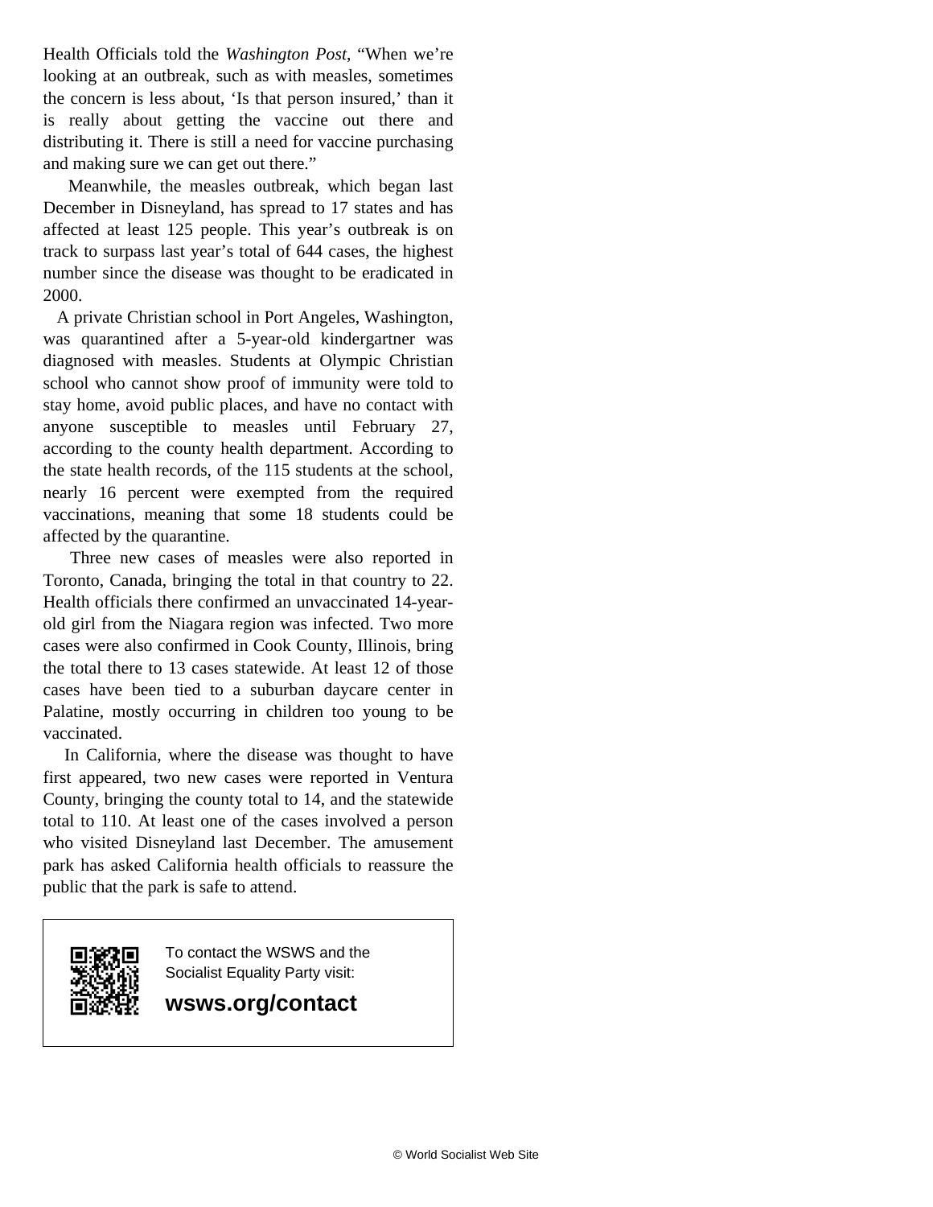Health Officials told the *Washington Post*, "When we're looking at an outbreak, such as with measles, sometimes the concern is less about, 'Is that person insured,' than it is really about getting the vaccine out there and distributing it. There is still a need for vaccine purchasing and making sure we can get out there."

Meanwhile, the measles outbreak, which began last December in Disneyland, has spread to 17 states and has affected at least 125 people. This year's outbreak is on track to surpass last year's total of 644 cases, the highest number since the disease was thought to be eradicated in 2000.

A private Christian school in Port Angeles, Washington, was quarantined after a 5-year-old kindergartner was diagnosed with measles. Students at Olympic Christian school who cannot show proof of immunity were told to stay home, avoid public places, and have no contact with anyone susceptible to measles until February 27, according to the county health department. According to the state health records, of the 115 students at the school, nearly 16 percent were exempted from the required vaccinations, meaning that some 18 students could be affected by the quarantine.

Three new cases of measles were also reported in Toronto, Canada, bringing the total in that country to 22. Health officials there confirmed an unvaccinated 14-year-old girl from the Niagara region was infected. Two more cases were also confirmed in Cook County, Illinois, bring the total there to 13 cases statewide. At least 12 of those cases have been tied to a suburban daycare center in Palatine, mostly occurring in children too young to be vaccinated.

In California, where the disease was thought to have first appeared, two new cases were reported in Ventura County, bringing the county total to 14, and the statewide total to 110. At least one of the cases involved a person who visited Disneyland last December. The amusement park has asked California health officials to reassure the public that the park is safe to attend.

To contact the WSWS and the Socialist Equality Party visit:

**wsws.org/contact**